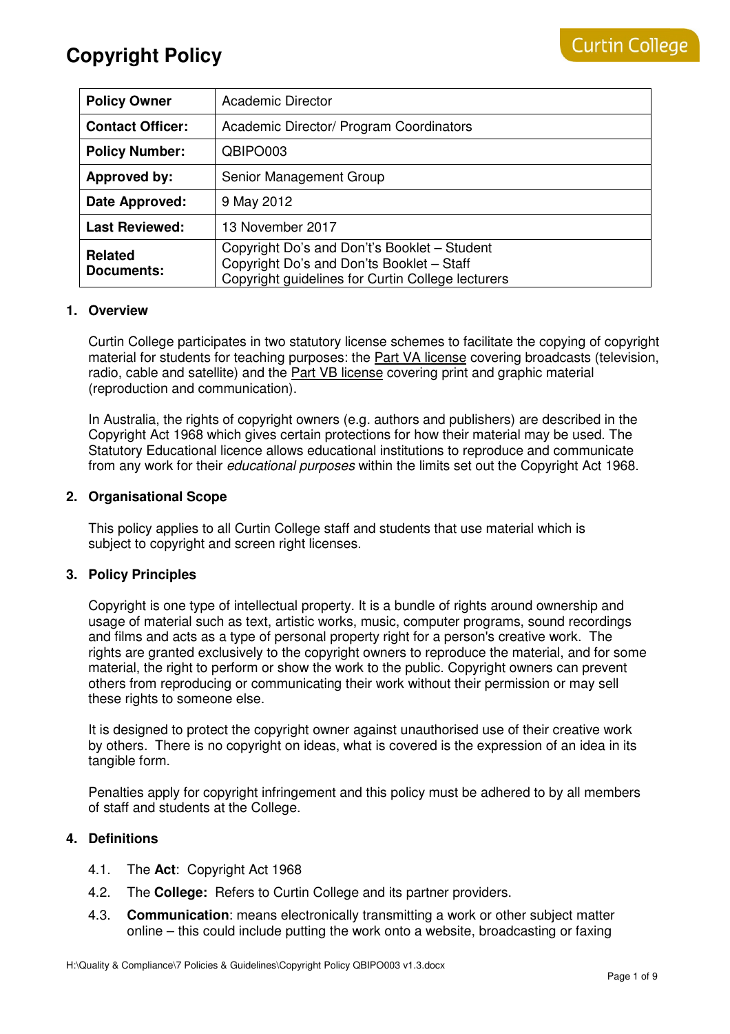# Copyright Policy

Curtin College

| **Policy Owner** | Academic Director |
|---|---|
| **Contact Officer:** | Academic Director/ Program Coordinators |
| **Policy Number:** | QBIPO003 |
| **Approved by:** | Senior Management Group |
| **Date Approved:** | 9 May 2012 |
| **Last Reviewed:** | 13 November 2017 |
| **Related Documents:** | Copyright Do's and Don't's Booklet – Student<br>Copyright Do's and Don'ts Booklet – Staff<br>Copyright guidelines for Curtin College lecturers |

## 1. Overview

Curtin College participates in two statutory license schemes to facilitate the copying of copyright material for students for teaching purposes: the Part VA license covering broadcasts (television, radio, cable and satellite) and the Part VB license covering print and graphic material (reproduction and communication).

In Australia, the rights of copyright owners (e.g. authors and publishers) are described in the Copyright Act 1968 which gives certain protections for how their material may be used. The Statutory Educational licence allows educational institutions to reproduce and communicate from any work for their *educational purposes* within the limits set out the Copyright Act 1968.

## 2. Organisational Scope

This policy applies to all Curtin College staff and students that use material which is subject to copyright and screen right licenses.

## 3. Policy Principles

Copyright is one type of intellectual property. It is a bundle of rights around ownership and usage of material such as text, artistic works, music, computer programs, sound recordings and films and acts as a type of personal property right for a person's creative work. The rights are granted exclusively to the copyright owners to reproduce the material, and for some material, the right to perform or show the work to the public. Copyright owners can prevent others from reproducing or communicating their work without their permission or may sell these rights to someone else.

It is designed to protect the copyright owner against unauthorised use of their creative work by others. There is no copyright on ideas, what is covered is the expression of an idea in its tangible form.

Penalties apply for copyright infringement and this policy must be adhered to by all members of staff and students at the College.

## 4. Definitions

4.1. The **Act**: Copyright Act 1968

4.2. The **College:** Refers to Curtin College and its partner providers.

4.3. **Communication**: means electronically transmitting a work or other subject matter online – this could include putting the work onto a website, broadcasting or faxing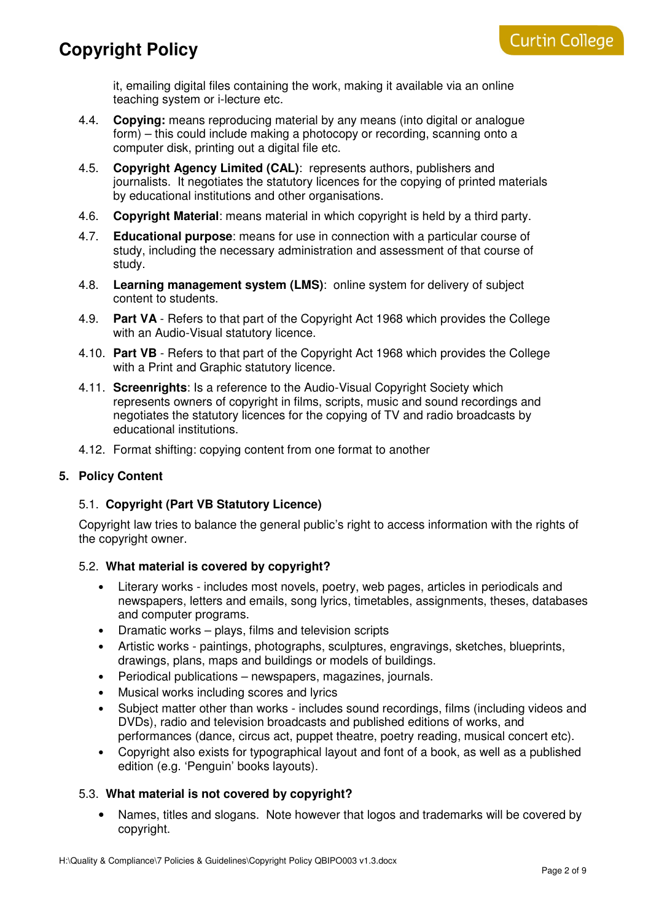it, emailing digital files containing the work, making it available via an online teaching system or i-lecture etc.

4.4. **Copying:** means reproducing material by any means (into digital or analogue form) – this could include making a photocopy or recording, scanning onto a computer disk, printing out a digital file etc.

4.5. **Copyright Agency Limited (CAL)**: represents authors, publishers and journalists. It negotiates the statutory licences for the copying of printed materials by educational institutions and other organisations.

4.6. **Copyright Material**: means material in which copyright is held by a third party.

4.7. **Educational purpose**: means for use in connection with a particular course of study, including the necessary administration and assessment of that course of study.

4.8. **Learning management system (LMS)**: online system for delivery of subject content to students.

4.9. **Part VA** - Refers to that part of the Copyright Act 1968 which provides the College with an Audio-Visual statutory licence.

4.10. **Part VB** - Refers to that part of the Copyright Act 1968 which provides the College with a Print and Graphic statutory licence.

4.11. **Screenrights**: Is a reference to the Audio-Visual Copyright Society which represents owners of copyright in films, scripts, music and sound recordings and negotiates the statutory licences for the copying of TV and radio broadcasts by educational institutions.

4.12. Format shifting: copying content from one format to another

## 5. Policy Content

### 5.1. Copyright (Part VB Statutory Licence)

Copyright law tries to balance the general public's right to access information with the rights of the copyright owner.

### 5.2. What material is covered by copyright?

- Literary works - includes most novels, poetry, web pages, articles in periodicals and newspapers, letters and emails, song lyrics, timetables, assignments, theses, databases and computer programs.
- Dramatic works – plays, films and television scripts
- Artistic works - paintings, photographs, sculptures, engravings, sketches, blueprints, drawings, plans, maps and buildings or models of buildings.
- Periodical publications – newspapers, magazines, journals.
- Musical works including scores and lyrics
- Subject matter other than works - includes sound recordings, films (including videos and DVDs), radio and television broadcasts and published editions of works, and performances (dance, circus act, puppet theatre, poetry reading, musical concert etc).
- Copyright also exists for typographical layout and font of a book, as well as a published edition (e.g. 'Penguin' books layouts).

### 5.3. What material is not covered by copyright?

- Names, titles and slogans. Note however that logos and trademarks will be covered by copyright.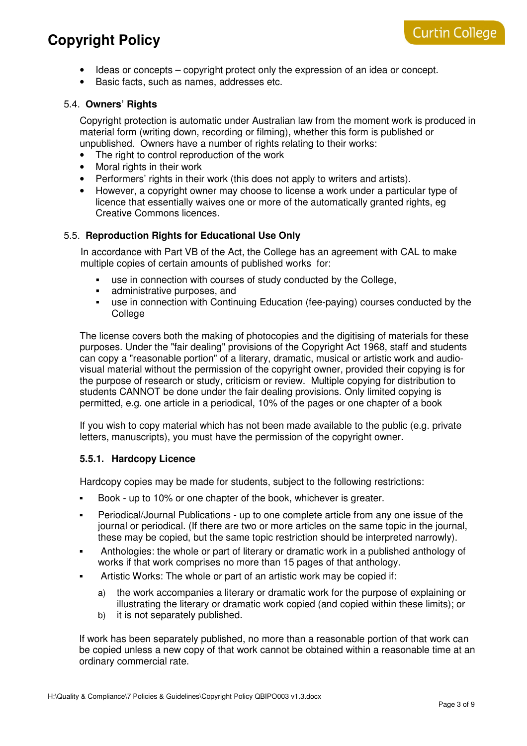- Ideas or concepts – copyright protect only the expression of an idea or concept.
- Basic facts, such as names, addresses etc.

### 5.4. Owners' Rights

Copyright protection is automatic under Australian law from the moment work is produced in material form (writing down, recording or filming), whether this form is published or unpublished. Owners have a number of rights relating to their works:

- The right to control reproduction of the work
- Moral rights in their work
- Performers' rights in their work (this does not apply to writers and artists).
- However, a copyright owner may choose to license a work under a particular type of licence that essentially waives one or more of the automatically granted rights, eg Creative Commons licences.

### 5.5. Reproduction Rights for Educational Use Only

In accordance with Part VB of the Act, the College has an agreement with CAL to make multiple copies of certain amounts of published works for:

- use in connection with courses of study conducted by the College,
- administrative purposes, and
- use in connection with Continuing Education (fee-paying) courses conducted by the College

The license covers both the making of photocopies and the digitising of materials for these purposes. Under the "fair dealing" provisions of the Copyright Act 1968, staff and students can copy a "reasonable portion" of a literary, dramatic, musical or artistic work and audio-visual material without the permission of the copyright owner, provided their copying is for the purpose of research or study, criticism or review. Multiple copying for distribution to students CANNOT be done under the fair dealing provisions. Only limited copying is permitted, e.g. one article in a periodical, 10% of the pages or one chapter of a book

If you wish to copy material which has not been made available to the public (e.g. private letters, manuscripts), you must have the permission of the copyright owner.

#### 5.5.1. Hardcopy Licence

Hardcopy copies may be made for students, subject to the following restrictions:

- Book - up to 10% or one chapter of the book, whichever is greater.
- Periodical/Journal Publications - up to one complete article from any one issue of the journal or periodical. (If there are two or more articles on the same topic in the journal, these may be copied, but the same topic restriction should be interpreted narrowly).
- Anthologies: the whole or part of literary or dramatic work in a published anthology of works if that work comprises no more than 15 pages of that anthology.
- Artistic Works: The whole or part of an artistic work may be copied if:
  - a) the work accompanies a literary or dramatic work for the purpose of explaining or illustrating the literary or dramatic work copied (and copied within these limits); or
  - b) it is not separately published.

If work has been separately published, no more than a reasonable portion of that work can be copied unless a new copy of that work cannot be obtained within a reasonable time at an ordinary commercial rate.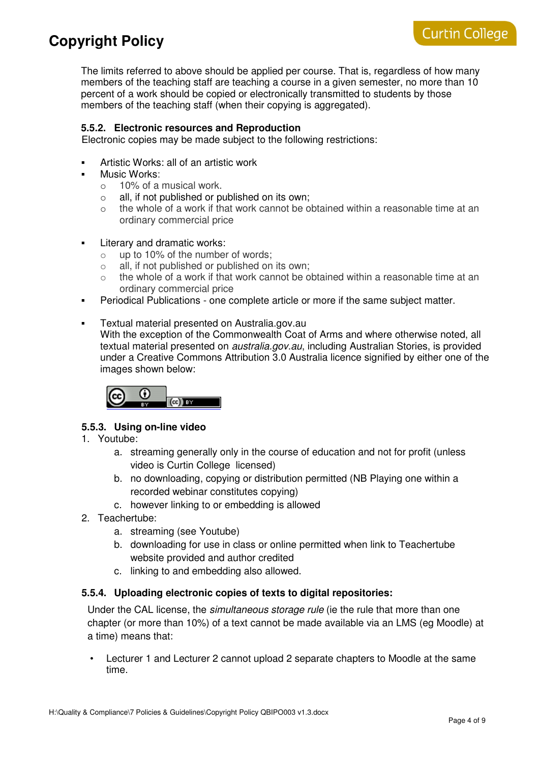The limits referred to above should be applied per course. That is, regardless of how many members of the teaching staff are teaching a course in a given semester, no more than 10 percent of a work should be copied or electronically transmitted to students by those members of the teaching staff (when their copying is aggregated).

### 5.5.2. Electronic resources and Reproduction

Electronic copies may be made subject to the following restrictions:

- Artistic Works: all of an artistic work
- Music Works:
  - 10% of a musical work.
  - all, if not published or published on its own;
  - the whole of a work if that work cannot be obtained within a reasonable time at an ordinary commercial price
- Literary and dramatic works:
  - up to 10% of the number of words;
  - all, if not published or published on its own;
  - the whole of a work if that work cannot be obtained within a reasonable time at an ordinary commercial price
- Periodical Publications - one complete article or more if the same subject matter.
- Textual material presented on Australia.gov.au
  With the exception of the Commonwealth Coat of Arms and where otherwise noted, all textual material presented on *australia.gov.au*, including Australian Stories, is provided under a Creative Commons Attribution 3.0 Australia licence signified by either one of the images shown below:

### 5.5.3. Using on-line video

1. Youtube:
   a. streaming generally only in the course of education and not for profit (unless video is Curtin College licensed)
   b. no downloading, copying or distribution permitted (NB Playing one within a recorded webinar constitutes copying)
   c. however linking to or embedding is allowed
2. Teachertube:
   a. streaming (see Youtube)
   b. downloading for use in class or online permitted when link to Teachertube website provided and author credited
   c. linking to and embedding also allowed.

### 5.5.4. Uploading electronic copies of texts to digital repositories:

Under the CAL license, the *simultaneous storage rule* (ie the rule that more than one chapter (or more than 10%) of a text cannot be made available via an LMS (eg Moodle) at a time) means that:

- Lecturer 1 and Lecturer 2 cannot upload 2 separate chapters to Moodle at the same time.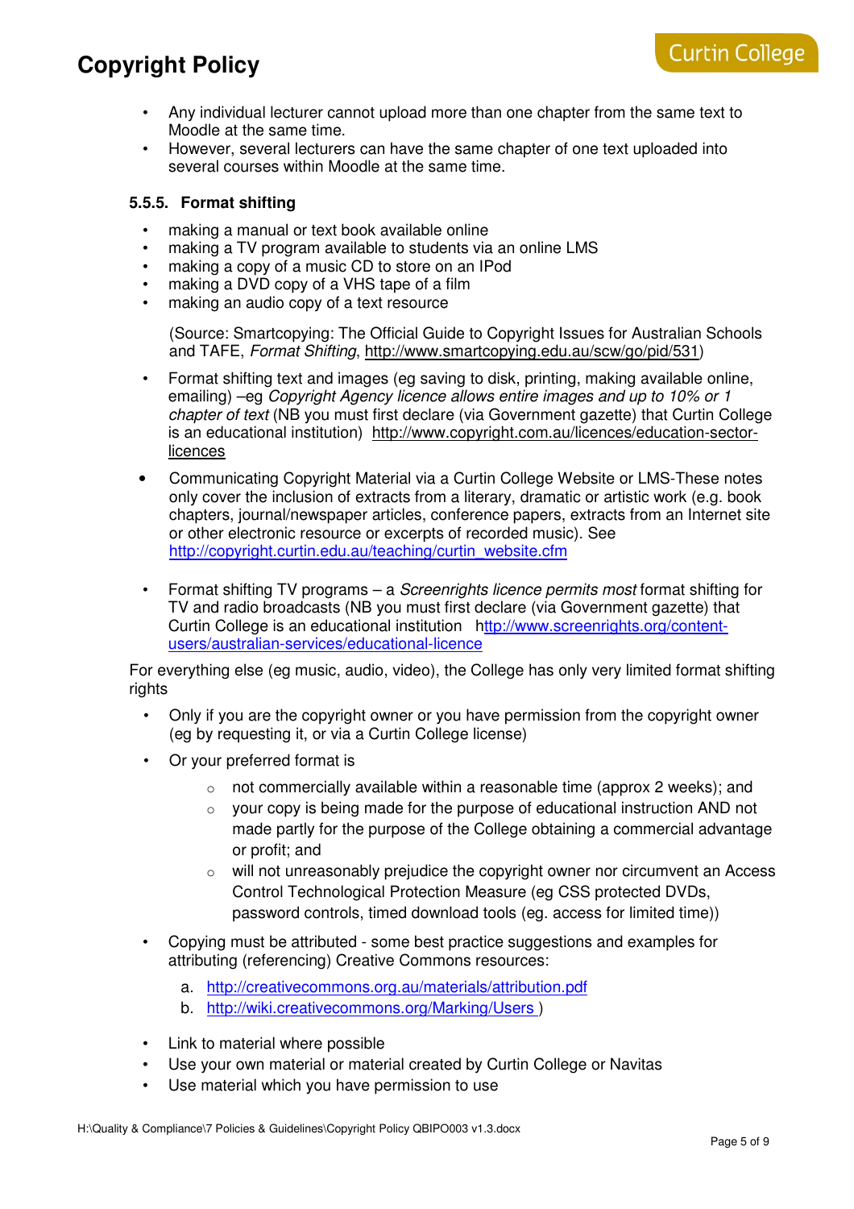- Any individual lecturer cannot upload more than one chapter from the same text to Moodle at the same time.
- However, several lecturers can have the same chapter of one text uploaded into several courses within Moodle at the same time.

#### 5.5.5. Format shifting

- making a manual or text book available online
- making a TV program available to students via an online LMS
- making a copy of a music CD to store on an IPod
- making a DVD copy of a VHS tape of a film
- making an audio copy of a text resource

  (Source: Smartcopying: The Official Guide to Copyright Issues for Australian Schools and TAFE, *Format Shifting*, http://www.smartcopying.edu.au/scw/go/pid/531)

- Format shifting text and images (eg saving to disk, printing, making available online, emailing) –eg *Copyright Agency licence allows entire images and up to 10% or 1 chapter of text* (NB you must first declare (via Government gazette) that Curtin College is an educational institution) http://www.copyright.com.au/licences/education-sector-licences
- Communicating Copyright Material via a Curtin College Website or LMS-These notes only cover the inclusion of extracts from a literary, dramatic or artistic work (e.g. book chapters, journal/newspaper articles, conference papers, extracts from an Internet site or other electronic resource or excerpts of recorded music). See http://copyright.curtin.edu.au/teaching/curtin_website.cfm
- Format shifting TV programs – a *Screenrights licence permits most* format shifting for TV and radio broadcasts (NB you must first declare (via Government gazette) that Curtin College is an educational institution http://www.screenrights.org/content-users/australian-services/educational-licence

For everything else (eg music, audio, video), the College has only very limited format shifting rights

- Only if you are the copyright owner or you have permission from the copyright owner (eg by requesting it, or via a Curtin College license)
- Or your preferred format is
  - not commercially available within a reasonable time (approx 2 weeks); and
  - your copy is being made for the purpose of educational instruction AND not made partly for the purpose of the College obtaining a commercial advantage or profit; and
  - will not unreasonably prejudice the copyright owner nor circumvent an Access Control Technological Protection Measure (eg CSS protected DVDs, password controls, timed download tools (eg. access for limited time))
- Copying must be attributed - some best practice suggestions and examples for attributing (referencing) Creative Commons resources:
  a. http://creativecommons.org.au/materials/attribution.pdf
  b. http://wiki.creativecommons.org/Marking/Users )
- Link to material where possible
- Use your own material or material created by Curtin College or Navitas
- Use material which you have permission to use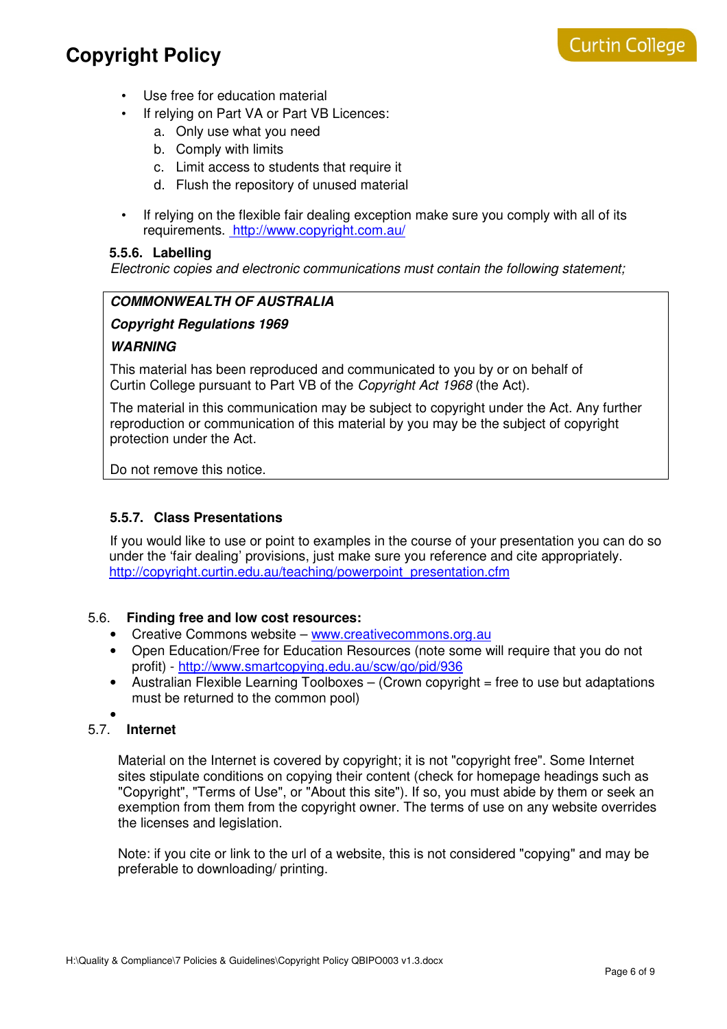- Use free for education material
- If relying on Part VA or Part VB Licences:
  a. Only use what you need
  b. Comply with limits
  c. Limit access to students that require it
  d. Flush the repository of unused material

- If relying on the flexible fair dealing exception make sure you comply with all of its requirements. http://www.copyright.com.au/

#### 5.5.6. Labelling

*Electronic copies and electronic communications must contain the following statement;*

> ***COMMONWEALTH OF AUSTRALIA***
>
> ***Copyright Regulations 1969***
>
> ***WARNING***
>
> This material has been reproduced and communicated to you by or on behalf of Curtin College pursuant to Part VB of the *Copyright Act 1968* (the Act).
>
> The material in this communication may be subject to copyright under the Act. Any further reproduction or communication of this material by you may be the subject of copyright protection under the Act.
>
> Do not remove this notice.

#### 5.5.7. Class Presentations

If you would like to use or point to examples in the course of your presentation you can do so under the 'fair dealing' provisions, just make sure you reference and cite appropriately. http://copyright.curtin.edu.au/teaching/powerpoint_presentation.cfm

### 5.6. Finding free and low cost resources:

- Creative Commons website – www.creativecommons.org.au
- Open Education/Free for Education Resources (note some will require that you do not profit) - http://www.smartcopying.edu.au/scw/go/pid/936
- Australian Flexible Learning Toolboxes – (Crown copyright = free to use but adaptations must be returned to the common pool)
-

### 5.7. Internet

Material on the Internet is covered by copyright; it is not "copyright free". Some Internet sites stipulate conditions on copying their content (check for homepage headings such as "Copyright", "Terms of Use", or "About this site"). If so, you must abide by them or seek an exemption from them from the copyright owner. The terms of use on any website overrides the licenses and legislation.

Note: if you cite or link to the url of a website, this is not considered "copying" and may be preferable to downloading/ printing.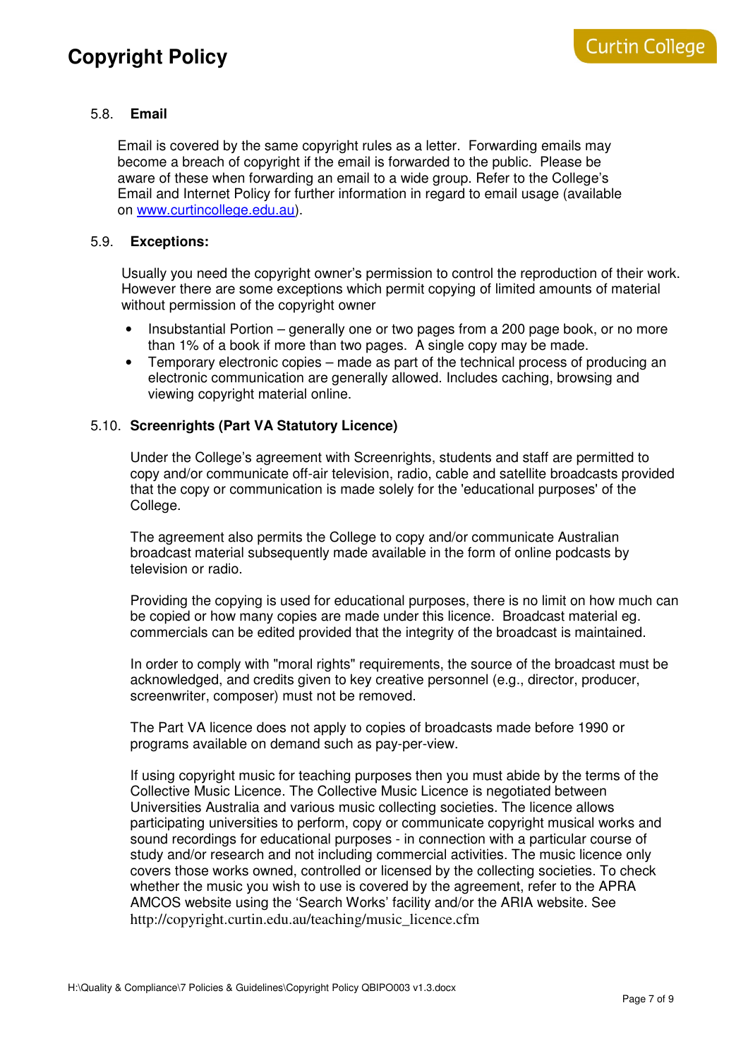### 5.8. Email

Email is covered by the same copyright rules as a letter. Forwarding emails may become a breach of copyright if the email is forwarded to the public. Please be aware of these when forwarding an email to a wide group. Refer to the College's Email and Internet Policy for further information in regard to email usage (available on [www.curtincollege.edu.au](www.curtincollege.edu.au)).

### 5.9. Exceptions:

Usually you need the copyright owner's permission to control the reproduction of their work. However there are some exceptions which permit copying of limited amounts of material without permission of the copyright owner

- Insubstantial Portion – generally one or two pages from a 200 page book, or no more than 1% of a book if more than two pages. A single copy may be made.
- Temporary electronic copies – made as part of the technical process of producing an electronic communication are generally allowed. Includes caching, browsing and viewing copyright material online.

### 5.10. Screenrights (Part VA Statutory Licence)

Under the College's agreement with Screenrights, students and staff are permitted to copy and/or communicate off-air television, radio, cable and satellite broadcasts provided that the copy or communication is made solely for the 'educational purposes' of the College.

The agreement also permits the College to copy and/or communicate Australian broadcast material subsequently made available in the form of online podcasts by television or radio.

Providing the copying is used for educational purposes, there is no limit on how much can be copied or how many copies are made under this licence. Broadcast material eg. commercials can be edited provided that the integrity of the broadcast is maintained.

In order to comply with "moral rights" requirements, the source of the broadcast must be acknowledged, and credits given to key creative personnel (e.g., director, producer, screenwriter, composer) must not be removed.

The Part VA licence does not apply to copies of broadcasts made before 1990 or programs available on demand such as pay-per-view.

If using copyright music for teaching purposes then you must abide by the terms of the Collective Music Licence. The Collective Music Licence is negotiated between Universities Australia and various music collecting societies. The licence allows participating universities to perform, copy or communicate copyright musical works and sound recordings for educational purposes - in connection with a particular course of study and/or research and not including commercial activities. The music licence only covers those works owned, controlled or licensed by the collecting societies. To check whether the music you wish to use is covered by the agreement, refer to the APRA AMCOS website using the 'Search Works' facility and/or the ARIA website. See http://copyright.curtin.edu.au/teaching/music_licence.cfm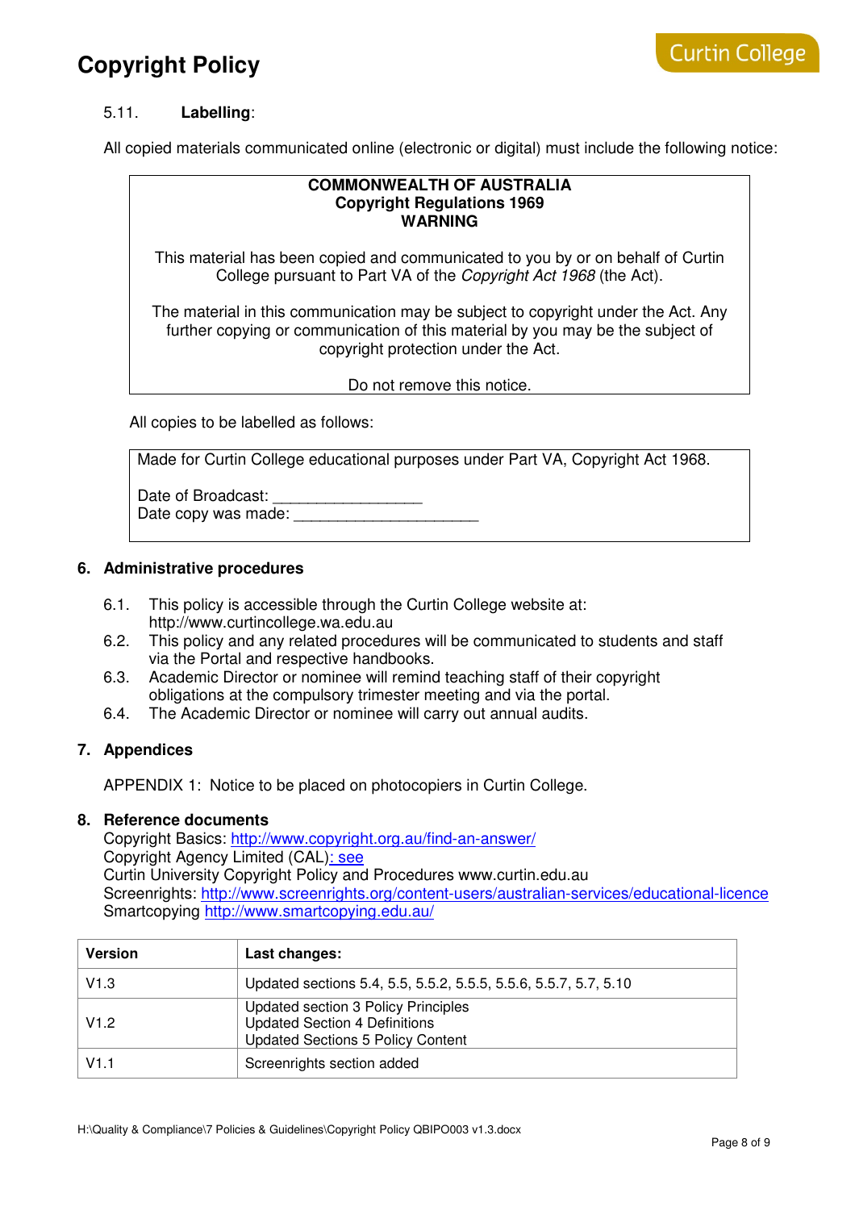5.11. **Labelling**:

All copied materials communicated online (electronic or digital) must include the following notice:

> **COMMONWEALTH OF AUSTRALIA**
> **Copyright Regulations 1969**
> **WARNING**
>
> This material has been copied and communicated to you by or on behalf of Curtin College pursuant to Part VA of the *Copyright Act 1968* (the Act).
>
> The material in this communication may be subject to copyright under the Act. Any further copying or communication of this material by you may be the subject of copyright protection under the Act.
>
> Do not remove this notice.

All copies to be labelled as follows:

> Made for Curtin College educational purposes under Part VA, Copyright Act 1968.
>
> Date of Broadcast: _________________
> Date copy was made: _____________________

## 6. Administrative procedures

6.1. This policy is accessible through the Curtin College website at: http://www.curtincollege.wa.edu.au

6.2. This policy and any related procedures will be communicated to students and staff via the Portal and respective handbooks.

6.3. Academic Director or nominee will remind teaching staff of their copyright obligations at the compulsory trimester meeting and via the portal.

6.4. The Academic Director or nominee will carry out annual audits.

## 7. Appendices

APPENDIX 1: Notice to be placed on photocopiers in Curtin College.

## 8. Reference documents

Copyright Basics: http://www.copyright.org.au/find-an-answer/
Copyright Agency Limited (CAL): see
Curtin University Copyright Policy and Procedures www.curtin.edu.au
Screenrights: http://www.screenrights.org/content-users/australian-services/educational-licence
Smartcopying http://www.smartcopying.edu.au/

| Version | Last changes: |
|---|---|
| V1.3 | Updated sections 5.4, 5.5, 5.5.2, 5.5.5, 5.5.6, 5.5.7, 5.7, 5.10 |
| V1.2 | Updated section 3 Policy Principles<br>Updated Section 4 Definitions<br>Updated Sections 5 Policy Content |
| V1.1 | Screenrights section added |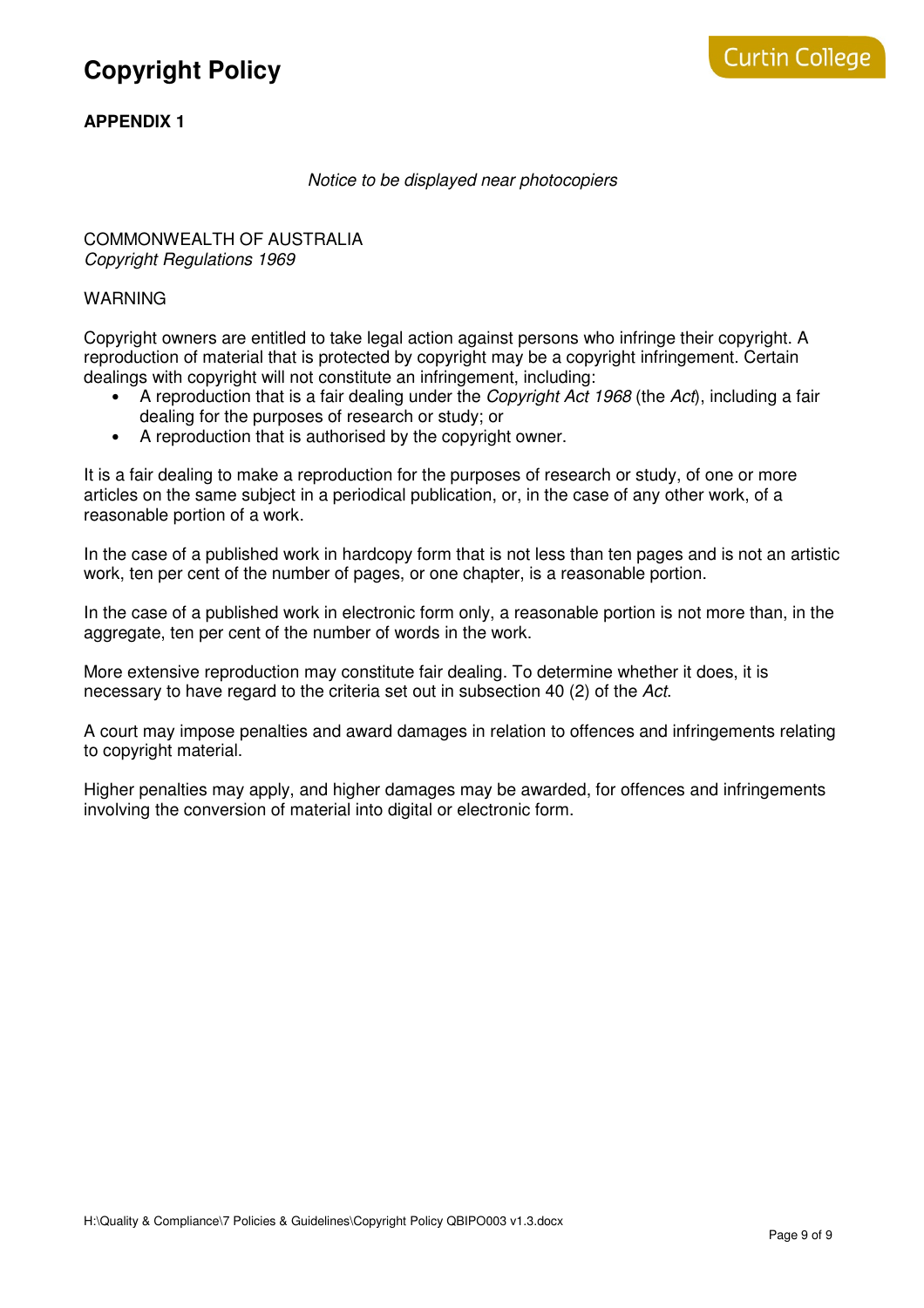**APPENDIX 1**

*Notice to be displayed near photocopiers*

COMMONWEALTH OF AUSTRALIA
*Copyright Regulations 1969*

WARNING

Copyright owners are entitled to take legal action against persons who infringe their copyright. A reproduction of material that is protected by copyright may be a copyright infringement. Certain dealings with copyright will not constitute an infringement, including:

- A reproduction that is a fair dealing under the *Copyright Act 1968* (the *Act*), including a fair dealing for the purposes of research or study; or
- A reproduction that is authorised by the copyright owner.

It is a fair dealing to make a reproduction for the purposes of research or study, of one or more articles on the same subject in a periodical publication, or, in the case of any other work, of a reasonable portion of a work.

In the case of a published work in hardcopy form that is not less than ten pages and is not an artistic work, ten per cent of the number of pages, or one chapter, is a reasonable portion.

In the case of a published work in electronic form only, a reasonable portion is not more than, in the aggregate, ten per cent of the number of words in the work.

More extensive reproduction may constitute fair dealing. To determine whether it does, it is necessary to have regard to the criteria set out in subsection 40 (2) of the *Act*.

A court may impose penalties and award damages in relation to offences and infringements relating to copyright material.

Higher penalties may apply, and higher damages may be awarded, for offences and infringements involving the conversion of material into digital or electronic form.